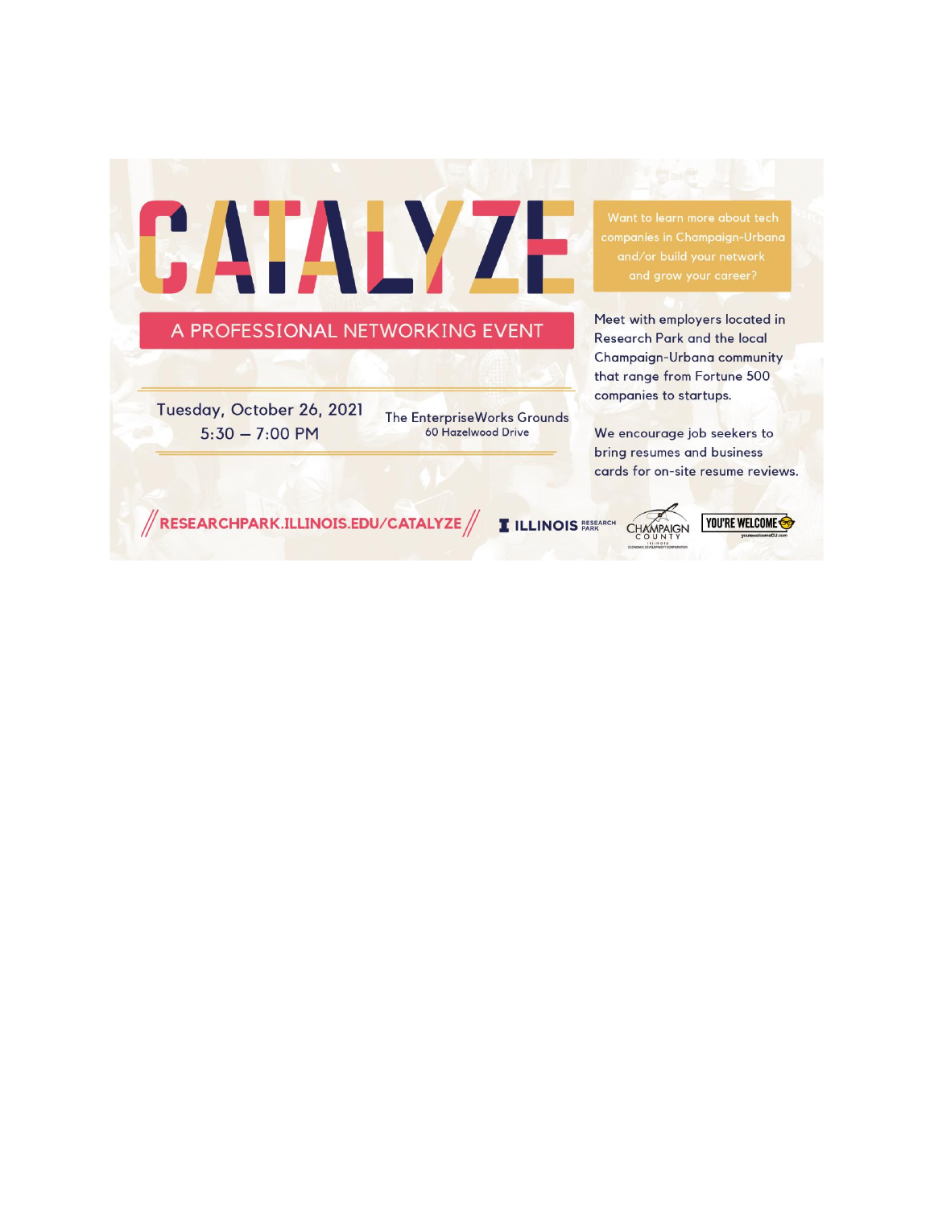# CATALYZE

## A PROFESSIONAL NETWORKING EVENT

Tuesday, October 26, 2021
5:30 – 7:00 PM

The EnterpriseWorks Grounds
60 Hazelwood Drive

Want to learn more about tech companies in Champaign-Urbana and/or build your network and grow your career?

Meet with employers located in Research Park and the local Champaign-Urbana community that range from Fortune 500 companies to startups.

We encourage job seekers to bring resumes and business cards for on-site resume reviews.

RESEARCHPARK.ILLINOIS.EDU/CATALYZE

ILLINOIS RESEARCH PARK | CHAMPAIGN COUNTY ILLINOIS ECONOMIC DEVELOPMENT CORPORATION | YOU'RE WELCOME yourewelcomeCU.com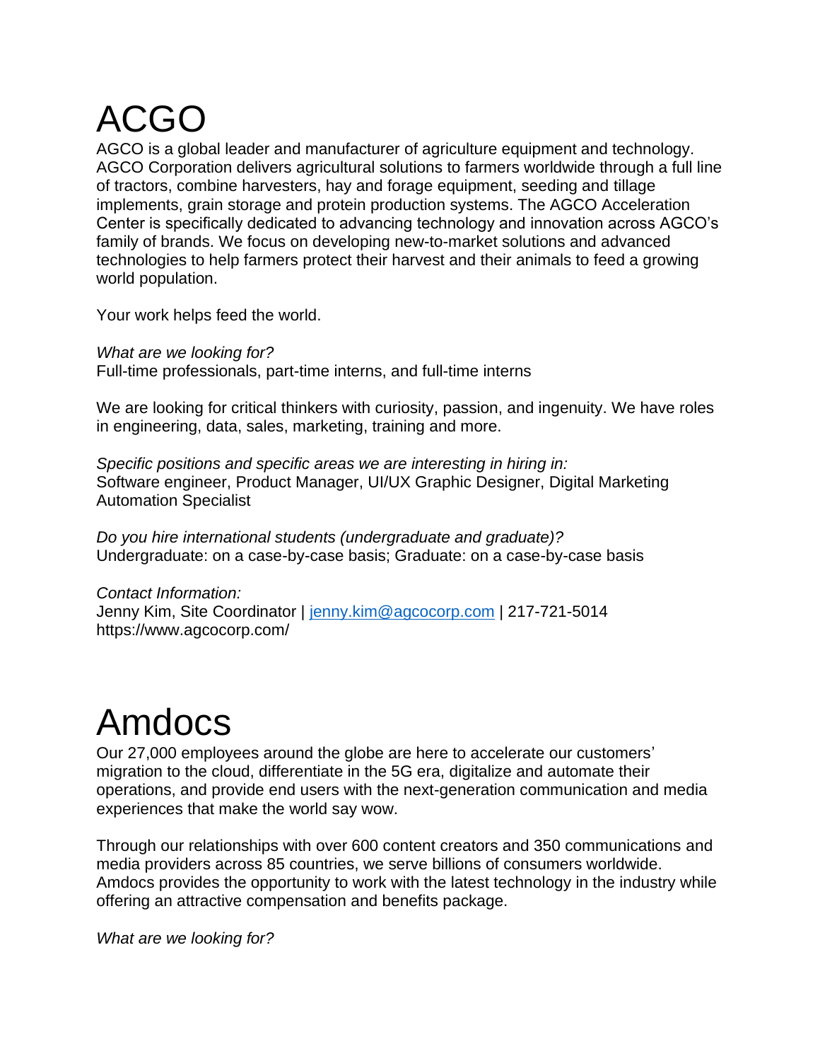# ACGO

AGCO is a global leader and manufacturer of agriculture equipment and technology. AGCO Corporation delivers agricultural solutions to farmers worldwide through a full line of tractors, combine harvesters, hay and forage equipment, seeding and tillage implements, grain storage and protein production systems. The AGCO Acceleration Center is specifically dedicated to advancing technology and innovation across AGCO's family of brands. We focus on developing new-to-market solutions and advanced technologies to help farmers protect their harvest and their animals to feed a growing world population.

Your work helps feed the world.

*What are we looking for?*
Full-time professionals, part-time interns, and full-time interns

We are looking for critical thinkers with curiosity, passion, and ingenuity. We have roles in engineering, data, sales, marketing, training and more.

*Specific positions and specific areas we are interesting in hiring in:*
Software engineer, Product Manager, UI/UX Graphic Designer, Digital Marketing Automation Specialist

*Do you hire international students (undergraduate and graduate)?*
Undergraduate: on a case-by-case basis; Graduate: on a case-by-case basis

*Contact Information:*
Jenny Kim, Site Coordinator | jenny.kim@agcocorp.com | 217-721-5014
https://www.agcocorp.com/

# Amdocs

Our 27,000 employees around the globe are here to accelerate our customers' migration to the cloud, differentiate in the 5G era, digitalize and automate their operations, and provide end users with the next-generation communication and media experiences that make the world say wow.

Through our relationships with over 600 content creators and 350 communications and media providers across 85 countries, we serve billions of consumers worldwide. Amdocs provides the opportunity to work with the latest technology in the industry while offering an attractive compensation and benefits package.

*What are we looking for?*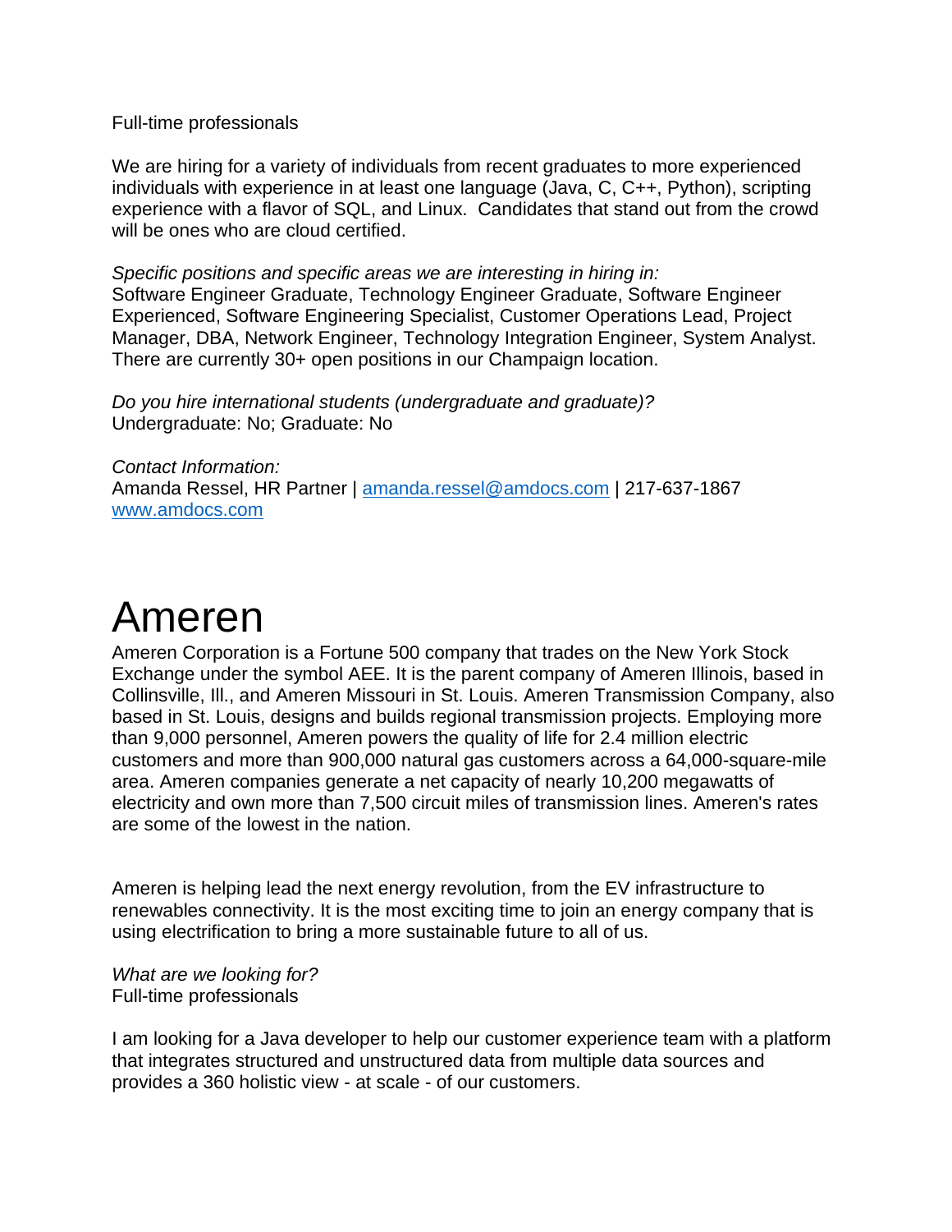Full-time professionals

We are hiring for a variety of individuals from recent graduates to more experienced individuals with experience in at least one language (Java, C, C++, Python), scripting experience with a flavor of SQL, and Linux.  Candidates that stand out from the crowd will be ones who are cloud certified.

*Specific positions and specific areas we are interesting in hiring in:*
Software Engineer Graduate, Technology Engineer Graduate, Software Engineer Experienced, Software Engineering Specialist, Customer Operations Lead, Project Manager, DBA, Network Engineer, Technology Integration Engineer, System Analyst. There are currently 30+ open positions in our Champaign location.

*Do you hire international students (undergraduate and graduate)?*
Undergraduate: No; Graduate: No

*Contact Information:*
Amanda Ressel, HR Partner | [amanda.ressel@amdocs.com](mailto:amanda.ressel@amdocs.com) | 217-637-1867
[www.amdocs.com](http://www.amdocs.com)

# Ameren

Ameren Corporation is a Fortune 500 company that trades on the New York Stock Exchange under the symbol AEE. It is the parent company of Ameren Illinois, based in Collinsville, Ill., and Ameren Missouri in St. Louis. Ameren Transmission Company, also based in St. Louis, designs and builds regional transmission projects. Employing more than 9,000 personnel, Ameren powers the quality of life for 2.4 million electric customers and more than 900,000 natural gas customers across a 64,000-square-mile area. Ameren companies generate a net capacity of nearly 10,200 megawatts of electricity and own more than 7,500 circuit miles of transmission lines. Ameren's rates are some of the lowest in the nation.

Ameren is helping lead the next energy revolution, from the EV infrastructure to renewables connectivity. It is the most exciting time to join an energy company that is using electrification to bring a more sustainable future to all of us.

*What are we looking for?*
Full-time professionals

I am looking for a Java developer to help our customer experience team with a platform that integrates structured and unstructured data from multiple data sources and provides a 360 holistic view - at scale - of our customers.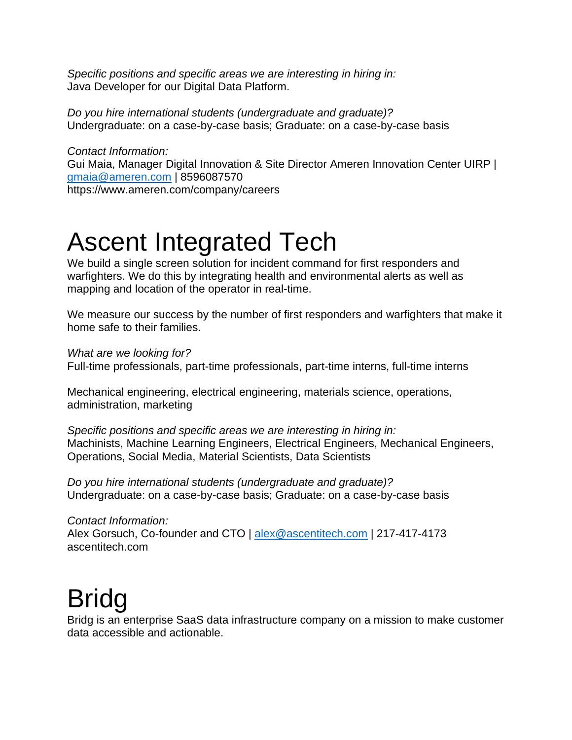*Specific positions and specific areas we are interesting in hiring in:*
Java Developer for our Digital Data Platform.

*Do you hire international students (undergraduate and graduate)?*
Undergraduate: on a case-by-case basis; Graduate: on a case-by-case basis

*Contact Information:*
Gui Maia, Manager Digital Innovation & Site Director Ameren Innovation Center UIRP | [gmaia@ameren.com](mailto:gmaia@ameren.com) | 8596087570
https://www.ameren.com/company/careers

# Ascent Integrated Tech

We build a single screen solution for incident command for first responders and warfighters. We do this by integrating health and environmental alerts as well as mapping and location of the operator in real-time.

We measure our success by the number of first responders and warfighters that make it home safe to their families.

*What are we looking for?*
Full-time professionals, part-time professionals, part-time interns, full-time interns

Mechanical engineering, electrical engineering, materials science, operations, administration, marketing

*Specific positions and specific areas we are interesting in hiring in:*
Machinists, Machine Learning Engineers, Electrical Engineers, Mechanical Engineers, Operations, Social Media, Material Scientists, Data Scientists

*Do you hire international students (undergraduate and graduate)?*
Undergraduate: on a case-by-case basis; Graduate: on a case-by-case basis

*Contact Information:*
Alex Gorsuch, Co-founder and CTO | [alex@ascentitech.com](mailto:alex@ascentitech.com) | 217-417-4173
ascentitech.com

# Bridg

Bridg is an enterprise SaaS data infrastructure company on a mission to make customer data accessible and actionable.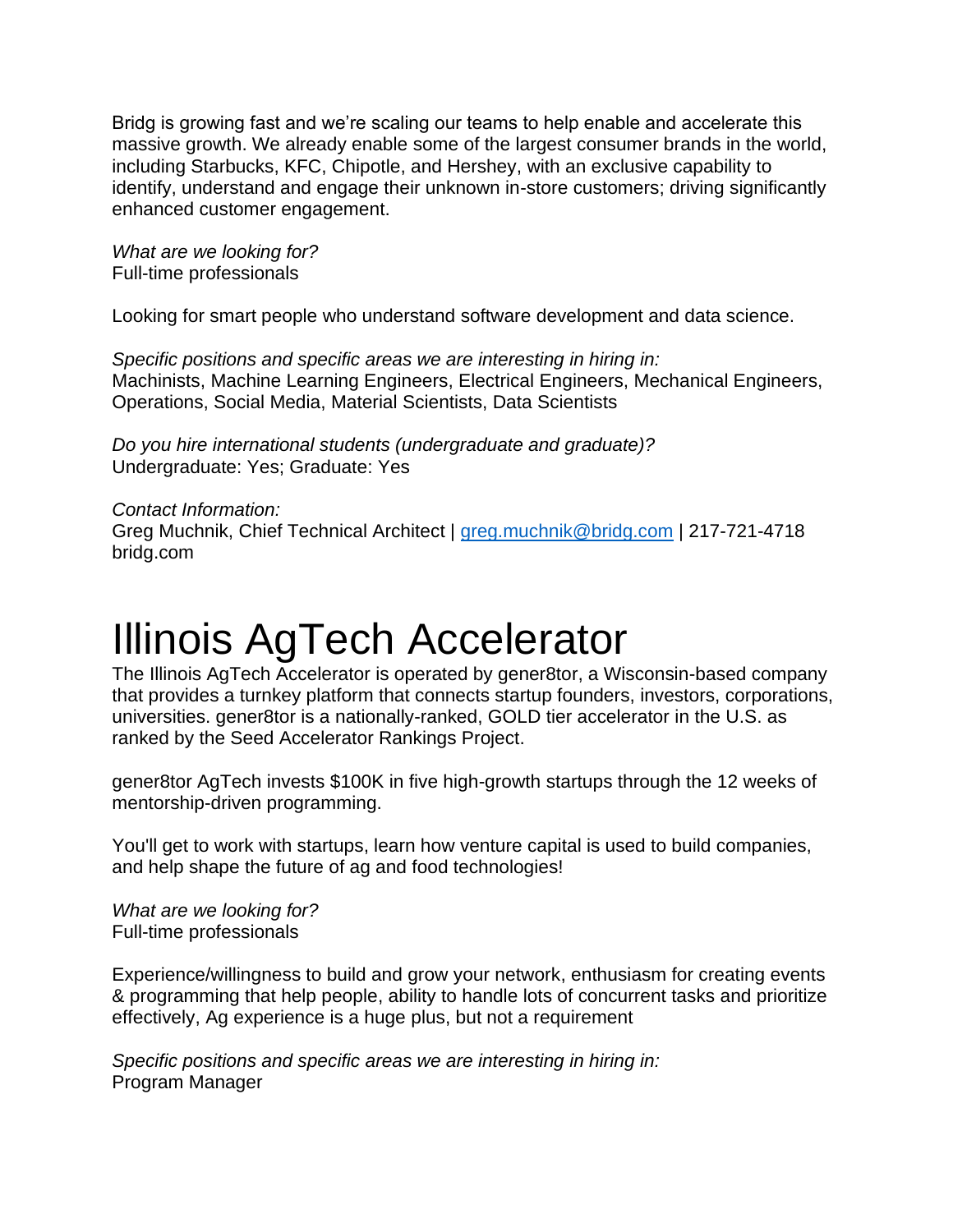Bridg is growing fast and we're scaling our teams to help enable and accelerate this massive growth. We already enable some of the largest consumer brands in the world, including Starbucks, KFC, Chipotle, and Hershey, with an exclusive capability to identify, understand and engage their unknown in-store customers; driving significantly enhanced customer engagement.

*What are we looking for?*
Full-time professionals

Looking for smart people who understand software development and data science.

*Specific positions and specific areas we are interesting in hiring in:*
Machinists, Machine Learning Engineers, Electrical Engineers, Mechanical Engineers, Operations, Social Media, Material Scientists, Data Scientists

*Do you hire international students (undergraduate and graduate)?*
Undergraduate: Yes; Graduate: Yes

*Contact Information:*
Greg Muchnik, Chief Technical Architect | greg.muchnik@bridg.com | 217-721-4718
bridg.com

# Illinois AgTech Accelerator

The Illinois AgTech Accelerator is operated by gener8tor, a Wisconsin-based company that provides a turnkey platform that connects startup founders, investors, corporations, universities. gener8tor is a nationally-ranked, GOLD tier accelerator in the U.S. as ranked by the Seed Accelerator Rankings Project.

gener8tor AgTech invests $100K in five high-growth startups through the 12 weeks of mentorship-driven programming.

You'll get to work with startups, learn how venture capital is used to build companies, and help shape the future of ag and food technologies!

*What are we looking for?*
Full-time professionals

Experience/willingness to build and grow your network, enthusiasm for creating events & programming that help people, ability to handle lots of concurrent tasks and prioritize effectively, Ag experience is a huge plus, but not a requirement

*Specific positions and specific areas we are interesting in hiring in:*
Program Manager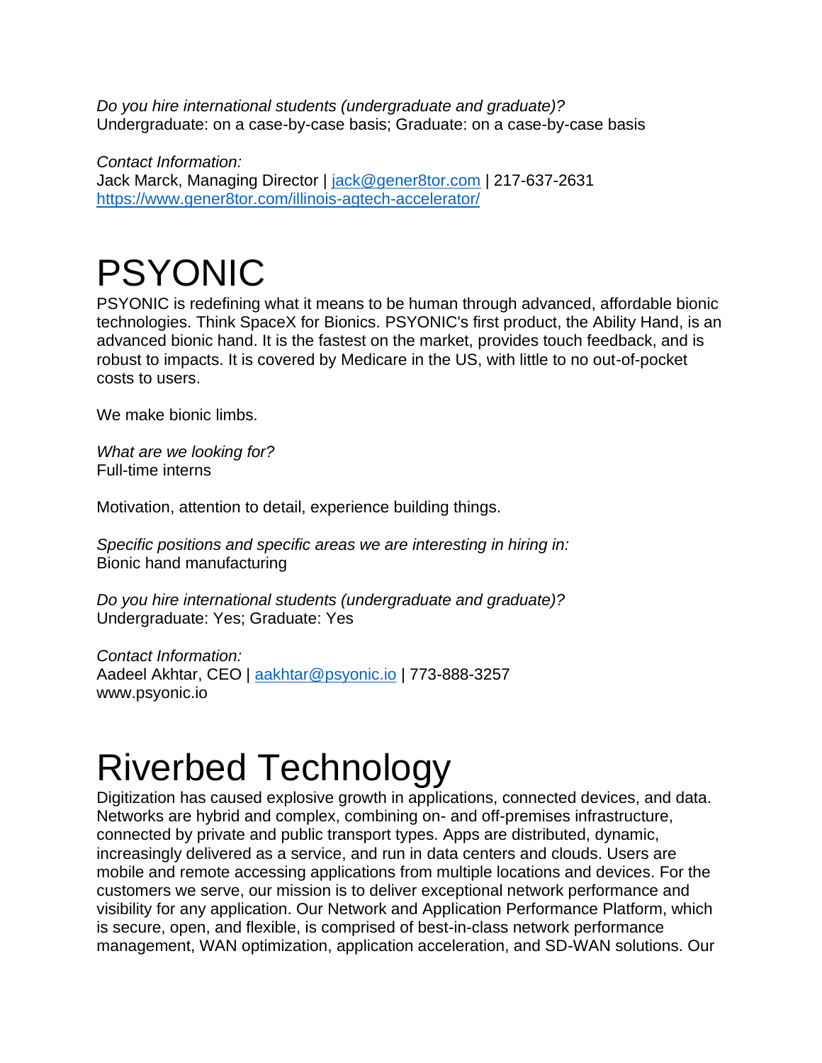*Do you hire international students (undergraduate and graduate)?*
Undergraduate: on a case-by-case basis; Graduate: on a case-by-case basis

*Contact Information:*
Jack Marck, Managing Director | jack@gener8tor.com | 217-637-2631
https://www.gener8tor.com/illinois-agtech-accelerator/

# PSYONIC

PSYONIC is redefining what it means to be human through advanced, affordable bionic technologies. Think SpaceX for Bionics. PSYONIC's first product, the Ability Hand, is an advanced bionic hand. It is the fastest on the market, provides touch feedback, and is robust to impacts. It is covered by Medicare in the US, with little to no out-of-pocket costs to users.

We make bionic limbs.

*What are we looking for?*
Full-time interns

Motivation, attention to detail, experience building things.

*Specific positions and specific areas we are interesting in hiring in:*
Bionic hand manufacturing

*Do you hire international students (undergraduate and graduate)?*
Undergraduate: Yes; Graduate: Yes

*Contact Information:*
Aadeel Akhtar, CEO | aakhtar@psyonic.io | 773-888-3257
www.psyonic.io

# Riverbed Technology

Digitization has caused explosive growth in applications, connected devices, and data. Networks are hybrid and complex, combining on- and off-premises infrastructure, connected by private and public transport types. Apps are distributed, dynamic, increasingly delivered as a service, and run in data centers and clouds. Users are mobile and remote accessing applications from multiple locations and devices. For the customers we serve, our mission is to deliver exceptional network performance and visibility for any application. Our Network and Application Performance Platform, which is secure, open, and flexible, is comprised of best-in-class network performance management, WAN optimization, application acceleration, and SD-WAN solutions. Our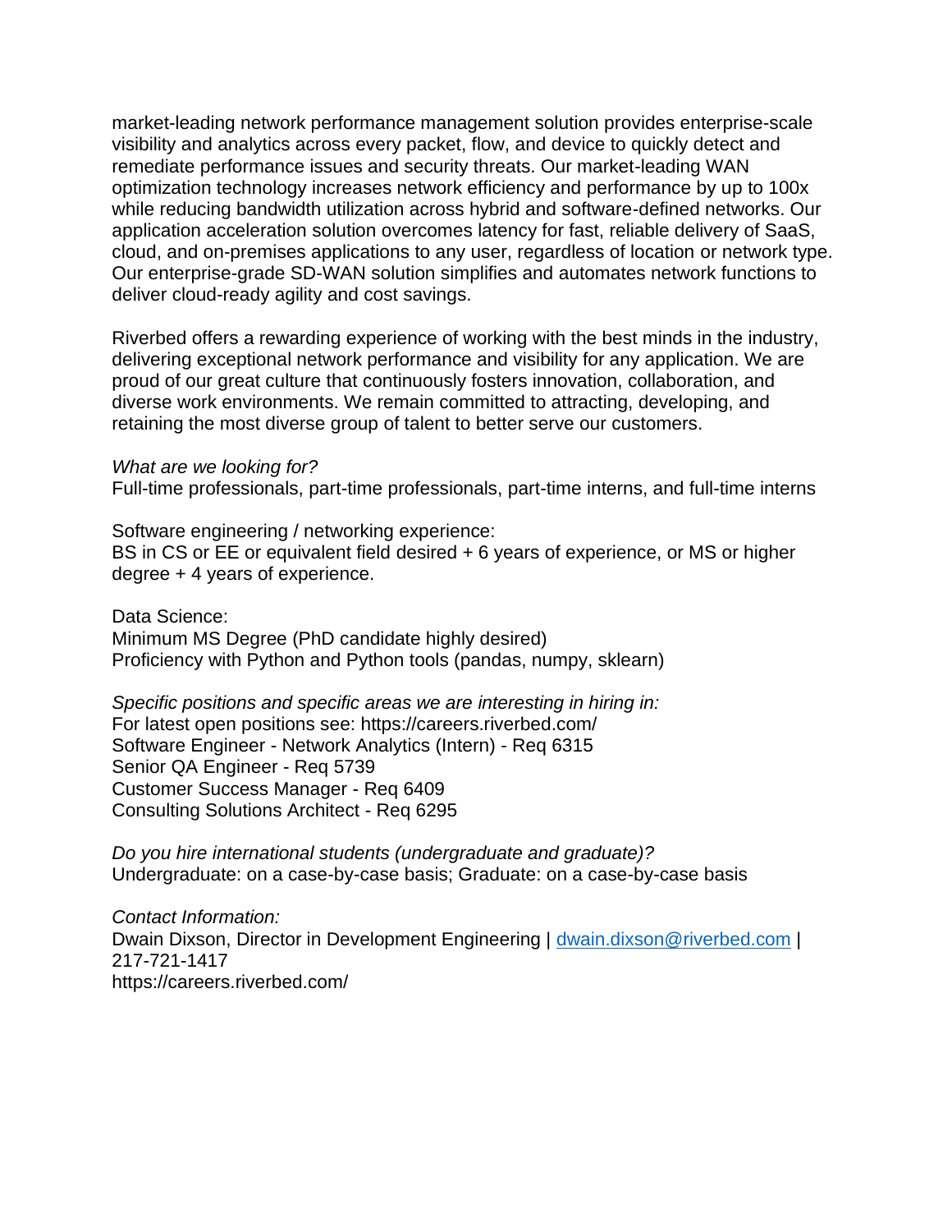market-leading network performance management solution provides enterprise-scale visibility and analytics across every packet, flow, and device to quickly detect and remediate performance issues and security threats. Our market-leading WAN optimization technology increases network efficiency and performance by up to 100x while reducing bandwidth utilization across hybrid and software-defined networks. Our application acceleration solution overcomes latency for fast, reliable delivery of SaaS, cloud, and on-premises applications to any user, regardless of location or network type. Our enterprise-grade SD-WAN solution simplifies and automates network functions to deliver cloud-ready agility and cost savings.

Riverbed offers a rewarding experience of working with the best minds in the industry, delivering exceptional network performance and visibility for any application. We are proud of our great culture that continuously fosters innovation, collaboration, and diverse work environments. We remain committed to attracting, developing, and retaining the most diverse group of talent to better serve our customers.

*What are we looking for?*
Full-time professionals, part-time professionals, part-time interns, and full-time interns

Software engineering / networking experience:
BS in CS or EE or equivalent field desired + 6 years of experience, or MS or higher degree + 4 years of experience.

Data Science:
Minimum MS Degree (PhD candidate highly desired)
Proficiency with Python and Python tools (pandas, numpy, sklearn)

*Specific positions and specific areas we are interesting in hiring in:*
For latest open positions see: https://careers.riverbed.com/
Software Engineer - Network Analytics (Intern) - Req 6315
Senior QA Engineer - Req 5739
Customer Success Manager - Req 6409
Consulting Solutions Architect - Req 6295

*Do you hire international students (undergraduate and graduate)?*
Undergraduate: on a case-by-case basis; Graduate: on a case-by-case basis

*Contact Information:*
Dwain Dixson, Director in Development Engineering | dwain.dixson@riverbed.com | 217-721-1417
https://careers.riverbed.com/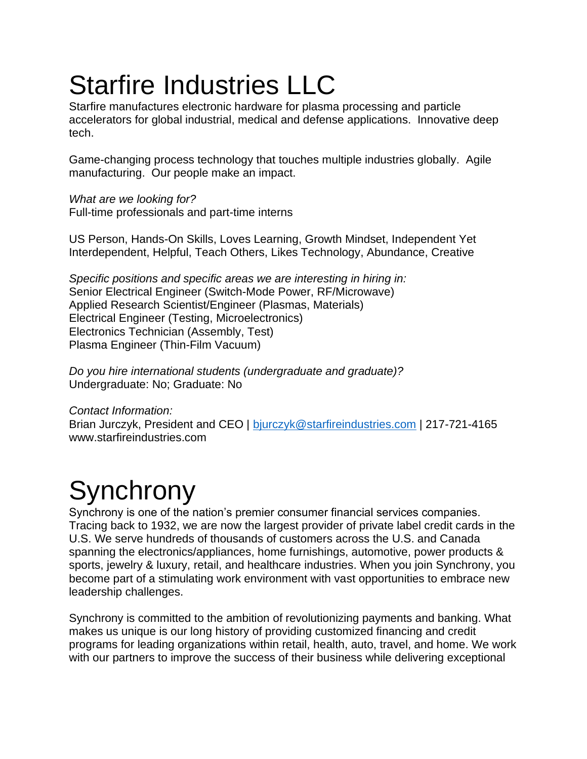# Starfire Industries LLC

Starfire manufactures electronic hardware for plasma processing and particle accelerators for global industrial, medical and defense applications. Innovative deep tech.

Game-changing process technology that touches multiple industries globally. Agile manufacturing. Our people make an impact.

*What are we looking for?*
Full-time professionals and part-time interns

US Person, Hands-On Skills, Loves Learning, Growth Mindset, Independent Yet Interdependent, Helpful, Teach Others, Likes Technology, Abundance, Creative

*Specific positions and specific areas we are interesting in hiring in:*
Senior Electrical Engineer (Switch-Mode Power, RF/Microwave)
Applied Research Scientist/Engineer (Plasmas, Materials)
Electrical Engineer (Testing, Microelectronics)
Electronics Technician (Assembly, Test)
Plasma Engineer (Thin-Film Vacuum)

*Do you hire international students (undergraduate and graduate)?*
Undergraduate: No; Graduate: No

*Contact Information:*
Brian Jurczyk, President and CEO | bjurczyk@starfireindustries.com | 217-721-4165
www.starfireindustries.com

# Synchrony

Synchrony is one of the nation's premier consumer financial services companies. Tracing back to 1932, we are now the largest provider of private label credit cards in the U.S. We serve hundreds of thousands of customers across the U.S. and Canada spanning the electronics/appliances, home furnishings, automotive, power products & sports, jewelry & luxury, retail, and healthcare industries. When you join Synchrony, you become part of a stimulating work environment with vast opportunities to embrace new leadership challenges.

Synchrony is committed to the ambition of revolutionizing payments and banking. What makes us unique is our long history of providing customized financing and credit programs for leading organizations within retail, health, auto, travel, and home. We work with our partners to improve the success of their business while delivering exceptional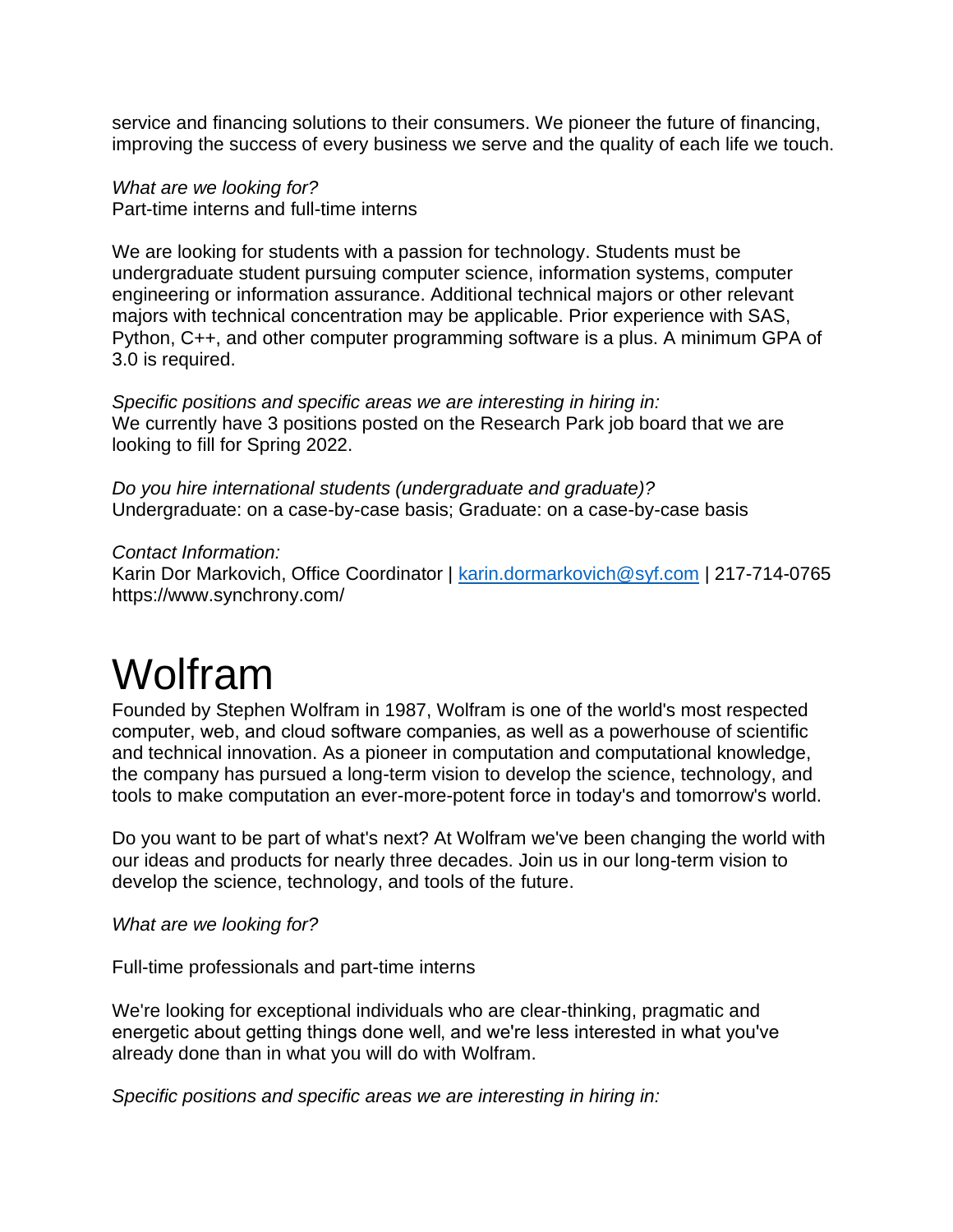service and financing solutions to their consumers. We pioneer the future of financing, improving the success of every business we serve and the quality of each life we touch.

*What are we looking for?*
Part-time interns and full-time interns

We are looking for students with a passion for technology. Students must be undergraduate student pursuing computer science, information systems, computer engineering or information assurance. Additional technical majors or other relevant majors with technical concentration may be applicable. Prior experience with SAS, Python, C++, and other computer programming software is a plus. A minimum GPA of 3.0 is required.

*Specific positions and specific areas we are interesting in hiring in:*
We currently have 3 positions posted on the Research Park job board that we are looking to fill for Spring 2022.

*Do you hire international students (undergraduate and graduate)?*
Undergraduate: on a case-by-case basis; Graduate: on a case-by-case basis

*Contact Information:*
Karin Dor Markovich, Office Coordinator | karin.dormarkovich@syf.com | 217-714-0765
https://www.synchrony.com/

# Wolfram

Founded by Stephen Wolfram in 1987, Wolfram is one of the world's most respected computer, web, and cloud software companies, as well as a powerhouse of scientific and technical innovation. As a pioneer in computation and computational knowledge, the company has pursued a long-term vision to develop the science, technology, and tools to make computation an ever-more-potent force in today's and tomorrow's world.

Do you want to be part of what's next? At Wolfram we've been changing the world with our ideas and products for nearly three decades. Join us in our long-term vision to develop the science, technology, and tools of the future.

*What are we looking for?*

Full-time professionals and part-time interns

We're looking for exceptional individuals who are clear-thinking, pragmatic and energetic about getting things done well, and we're less interested in what you've already done than in what you will do with Wolfram.

*Specific positions and specific areas we are interesting in hiring in:*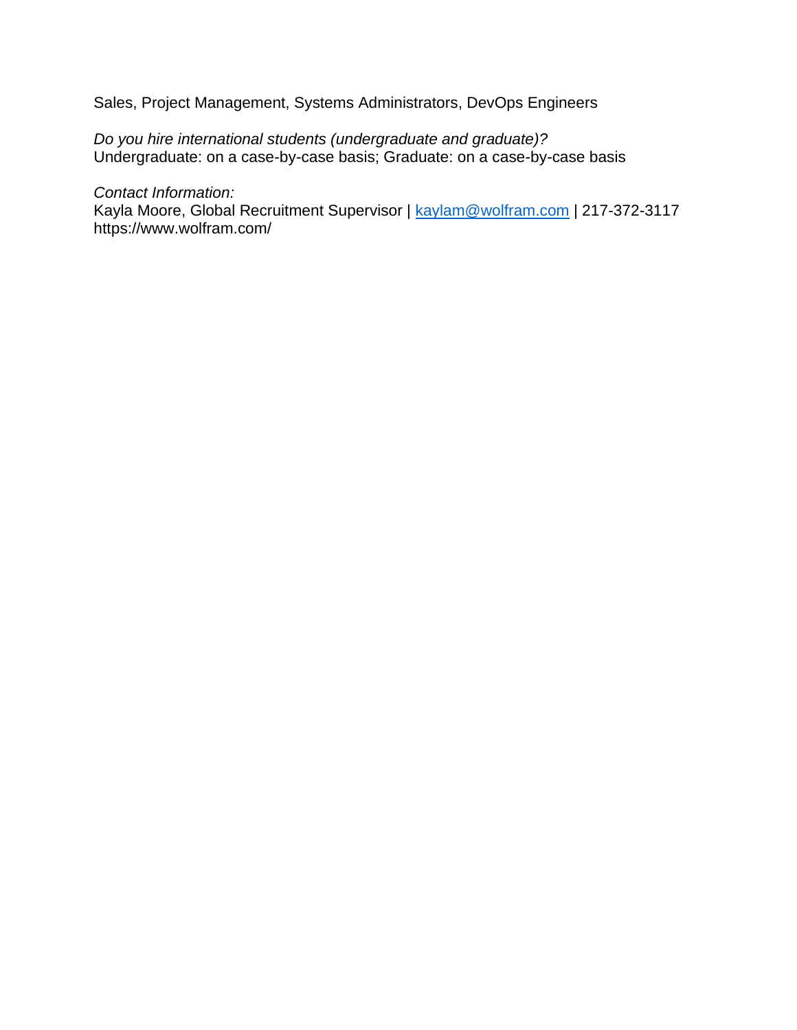Sales, Project Management, Systems Administrators, DevOps Engineers

*Do you hire international students (undergraduate and graduate)?*
Undergraduate: on a case-by-case basis; Graduate: on a case-by-case basis

*Contact Information:*
Kayla Moore, Global Recruitment Supervisor | kaylam@wolfram.com | 217-372-3117
https://www.wolfram.com/